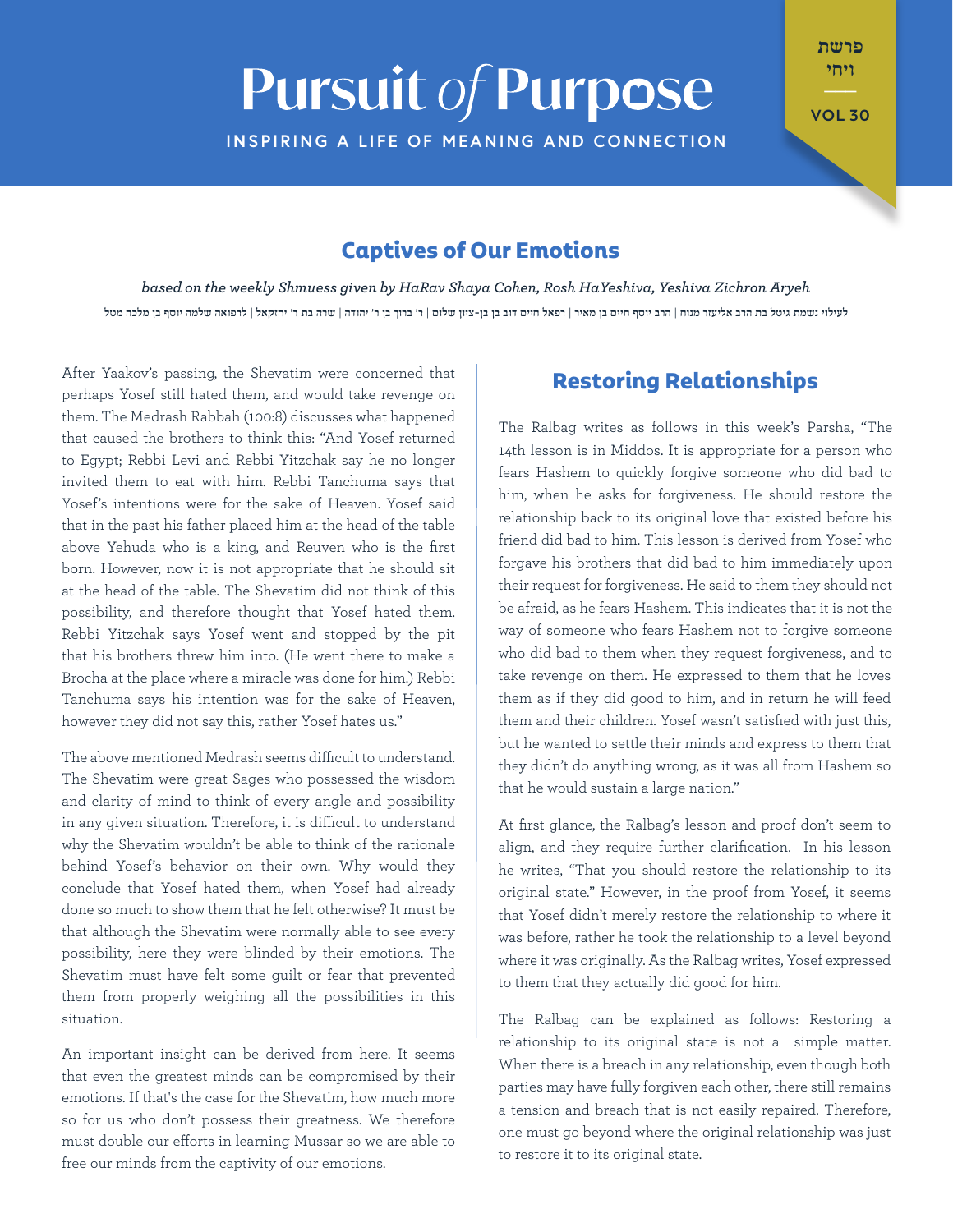# Pursuit of Purpose

INSPIRING A LIFE OF MEANING AND CONNECTION

פרשת ויחי

VOL 30

## Captives of Our Emotions

*based on the weekly Shmuess given by HaRav Shaya Cohen, Rosh HaYeshiva, Yeshiva Zichron Aryeh*

לעילוי נשמת גיטל בת הרב אליעזר מנוח | הרב יוסף חיים בן מאיר | רפאל חיים דוב בן בן-ציון שלום | ר' ברוך בן ר' יהודה | שרה בת ר' יחזקאל | לרפואה שלמה יוסף בן מלכה מטל

After Yaakov's passing, the Shevatim were concerned that perhaps Yosef still hated them, and would take revenge on them. The Medrash Rabbah (100:8) discusses what happened that caused the brothers to think this: "And Yosef returned to Egypt; Rebbi Levi and Rebbi Yitzchak say he no longer invited them to eat with him. Rebbi Tanchuma says that Yosef's intentions were for the sake of Heaven. Yosef said that in the past his father placed him at the head of the table above Yehuda who is a king, and Reuven who is the first born. However, now it is not appropriate that he should sit at the head of the table. The Shevatim did not think of this possibility, and therefore thought that Yosef hated them. Rebbi Yitzchak says Yosef went and stopped by the pit that his brothers threw him into. (He went there to make a Brocha at the place where a miracle was done for him.) Rebbi Tanchuma says his intention was for the sake of Heaven, however they did not say this, rather Yosef hates us."

The above mentioned Medrash seems difficult to understand. The Shevatim were great Sages who possessed the wisdom and clarity of mind to think of every angle and possibility in any given situation. Therefore, it is difficult to understand why the Shevatim wouldn't be able to think of the rationale behind Yosef's behavior on their own. Why would they conclude that Yosef hated them, when Yosef had already done so much to show them that he felt otherwise? It must be that although the Shevatim were normally able to see every possibility, here they were blinded by their emotions. The Shevatim must have felt some guilt or fear that prevented them from properly weighing all the possibilities in this situation.

An important insight can be derived from here. It seems that even the greatest minds can be compromised by their emotions. If that's the case for the Shevatim, how much more so for us who don't possess their greatness. We therefore must double our efforts in learning Mussar so we are able to free our minds from the captivity of our emotions.

## Restoring Relationships

The Ralbag writes as follows in this week's Parsha, "The 14th lesson is in Middos. It is appropriate for a person who fears Hashem to quickly forgive someone who did bad to him, when he asks for forgiveness. He should restore the relationship back to its original love that existed before his friend did bad to him. This lesson is derived from Yosef who forgave his brothers that did bad to him immediately upon their request for forgiveness. He said to them they should not be afraid, as he fears Hashem. This indicates that it is not the way of someone who fears Hashem not to forgive someone who did bad to them when they request forgiveness, and to take revenge on them. He expressed to them that he loves them as if they did good to him, and in return he will feed them and their children. Yosef wasn't satisfied with just this, but he wanted to settle their minds and express to them that they didn't do anything wrong, as it was all from Hashem so that he would sustain a large nation."

At first glance, the Ralbag's lesson and proof don't seem to align, and they require further clarification. In his lesson he writes, "That you should restore the relationship to its original state." However, in the proof from Yosef, it seems that Yosef didn't merely restore the relationship to where it was before, rather he took the relationship to a level beyond where it was originally. As the Ralbag writes, Yosef expressed to them that they actually did good for him.

The Ralbag can be explained as follows: Restoring a relationship to its original state is not a simple matter. When there is a breach in any relationship, even though both parties may have fully forgiven each other, there still remains a tension and breach that is not easily repaired. Therefore, one must go beyond where the original relationship was just to restore it to its original state.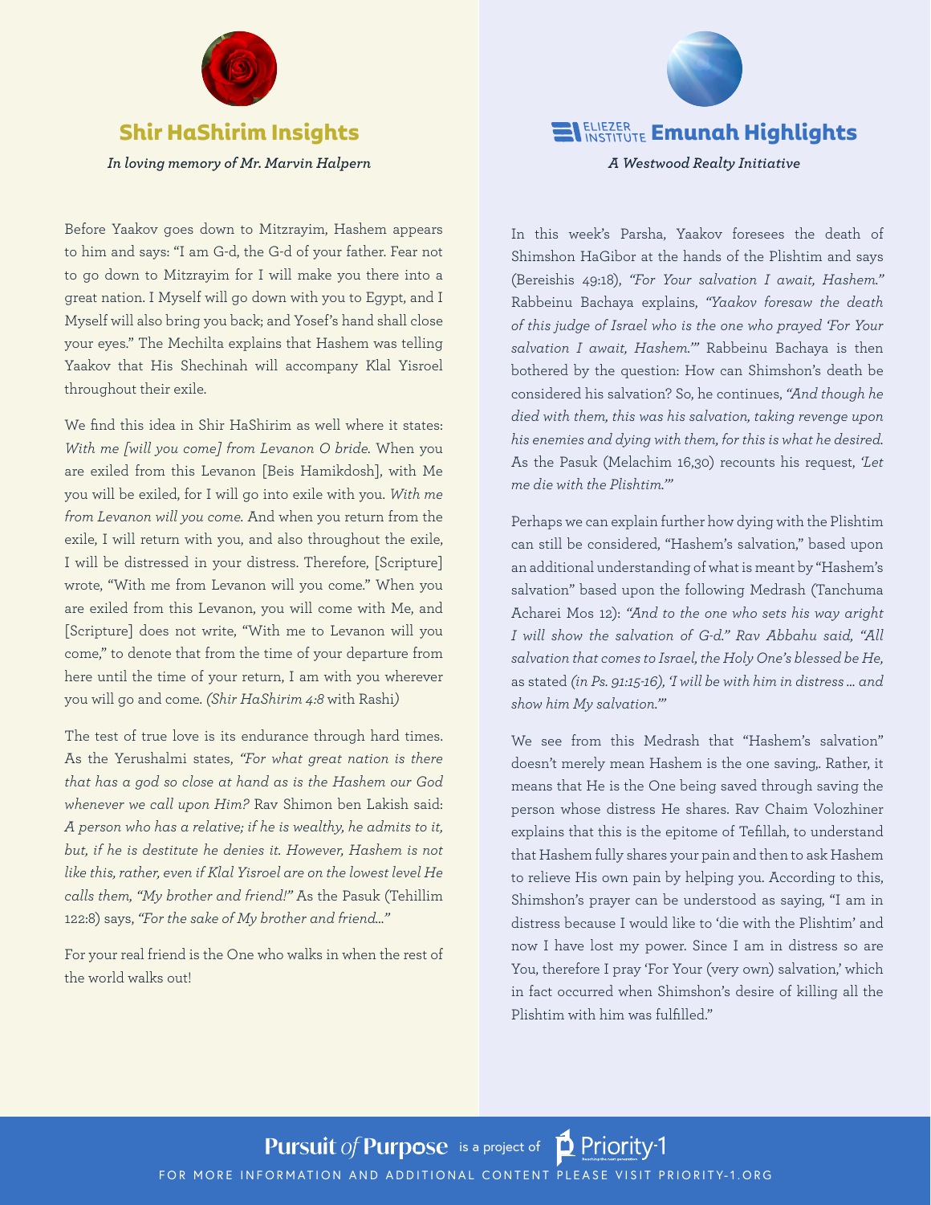## Shir HaShirim Insights

*In loving memory of Mr. Marvin Halpern*

Before Yaakov goes down to Mitzrayim, Hashem appears to him and says: "I am G-d, the G-d of your father. Fear not to go down to Mitzrayim for I will make you there into a great nation. I Myself will go down with you to Egypt, and I Myself will also bring you back; and Yosef's hand shall close your eyes." The Mechilta explains that Hashem was telling Yaakov that His Shechinah will accompany Klal Yisroel throughout their exile.

We find this idea in Shir HaShirim as well where it states: *With me [will you come] from Levanon O bride.* When you are exiled from this Levanon [Beis Hamikdosh], with Me you will be exiled, for I will go into exile with you. *With me from Levanon will you come.* And when you return from the exile, I will return with you, and also throughout the exile, I will be distressed in your distress. Therefore, [Scripture] wrote, "With me from Levanon will you come." When you are exiled from this Levanon, you will come with Me, and [Scripture] does not write, "With me to Levanon will you come," to denote that from the time of your departure from here until the time of your return, I am with you wherever you will go and come. *(Shir HaShirim 4:8* with Rashi*)*

The test of true love is its endurance through hard times. As the Yerushalmi states, *"For what great nation is there that has a god so close at hand as is the Hashem our God whenever we call upon Him?* Rav Shimon ben Lakish said: *A person who has a relative; if he is wealthy, he admits to it, but, if he is destitute he denies it. However, Hashem is not like this, rather, even if Klal Yisroel are on the lowest level He calls them, "My brother and friend!"* As the Pasuk (Tehillim 122:8) says, *"For the sake of My brother and friend…"*

For your real friend is the One who walks in when the rest of the world walks out!

## Eliezer Institute Emunah Highlights

*A Westwood Realty Initiative*

In this week's Parsha, Yaakov foresees the death of Shimshon HaGibor at the hands of the Plishtim and says (Bereishis 49:18), *"For Your salvation I await, Hashem."* Rabbeinu Bachaya explains, *"Yaakov foresaw the death of this judge of Israel who is the one who prayed 'For Your salvation I await, Hashem.'"* Rabbeinu Bachaya is then bothered by the question: How can Shimshon's death be considered his salvation? So, he continues, *"And though he died with them, this was his salvation, taking revenge upon his enemies and dying with them, for this is what he desired.* As the Pasuk (Melachim 16,30) recounts his request, *'Let me die with the Plishtim.'"*

Perhaps we can explain further how dying with the Plishtim can still be considered, "Hashem's salvation," based upon an additional understanding of what is meant by "Hashem's salvation" based upon the following Medrash (Tanchuma Acharei Mos 12): *"And to the one who sets his way aright I will show the salvation of G-d." Rav Abbahu said, "All salvation that comes to Israel, the Holy One's blessed be He,* as stated *(in Ps. 91:15-16), 'I will be with him in distress … and show him My salvation.'"*

We see from this Medrash that "Hashem's salvation" doesn't merely mean Hashem is the one saving,. Rather, it means that He is the One being saved through saving the person whose distress He shares. Rav Chaim Volozhiner explains that this is the epitome of Tefillah, to understand that Hashem fully shares your pain and then to ask Hashem to relieve His own pain by helping you. According to this, Shimshon's prayer can be understood as saying, "I am in distress because I would like to 'die with the Plishtim' and now I have lost my power. Since I am in distress so are You, therefore I pray 'For Your (very own) salvation,' which in fact occurred when Shimshon's desire of killing all the Plishtim with him was fulfilled."

**Pursuit *of* Purpose** is a project of Priority-1

FOR MORE INFORMATION AND ADDITIONAL CONTENT PLEASE VISIT PRIORITY-1.ORG